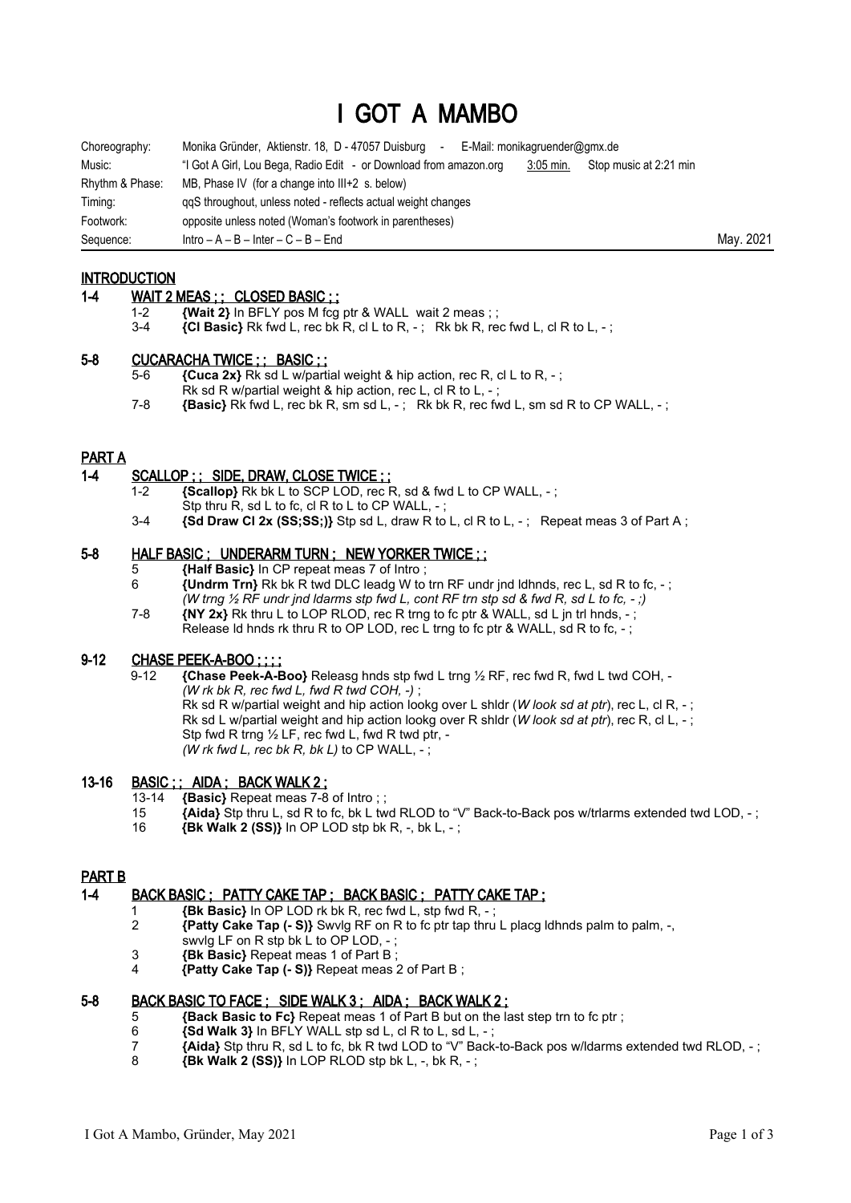# I GOT A MAMBO

| | | |
|---|---|---|
| Choreography: | Monika Gründer, Aktienstr. 18, D - 47057 Duisburg - E-Mail: monikagruender@gmx.de | |
| Music: | "I Got A Girl, Lou Bega, Radio Edit - or Download from amazon.org 3:05 min. Stop music at 2:21 min | |
| Rhythm & Phase: | MB, Phase IV (for a change into III+2 s. below) | |
| Timing: | qqS throughout, unless noted - reflects actual weight changes | |
| Footwork: | opposite unless noted (Woman's footwork in parentheses) | |
| Sequence: | Intro – A – B – Inter – C – B – End | May. 2021 |

## INTRODUCTION

### 1-4 WAIT 2 MEAS ; ; CLOSED BASIC ; ;

1-2 **{Wait 2}** In BFLY pos M fcg ptr & WALL wait 2 meas ; ;

3-4 **{Cl Basic}** Rk fwd L, rec bk R, cl L to R, - ; Rk bk R, rec fwd L, cl R to L, - ;

### 5-8 CUCARACHA TWICE ; ; BASIC ; ;

5-6 **{Cuca 2x}** Rk sd L w/partial weight & hip action, rec R, cl L to R, - ;
Rk sd R w/partial weight & hip action, rec L, cl R to L, - ;

7-8 **{Basic}** Rk fwd L, rec bk R, sm sd L, - ; Rk bk R, rec fwd L, sm sd R to CP WALL, - ;

## PART A

### 1-4 SCALLOP ; ; SIDE, DRAW, CLOSE TWICE ; ;

1-2 **{Scallop}** Rk bk L to SCP LOD, rec R, sd & fwd L to CP WALL, - ;
Stp thru R, sd L to fc, cl R to L to CP WALL, - ;

3-4 **{Sd Draw Cl 2x (SS;SS;)}** Stp sd L, draw R to L, cl R to L, - ; Repeat meas 3 of Part A ;

### 5-8 HALF BASIC ; UNDERARM TURN ; NEW YORKER TWICE ; ;

5 **{Half Basic}** In CP repeat meas 7 of Intro ;

6 **{Undrm Trn}** Rk bk R twd DLC leadg W to trn RF undr jnd ldhnds, rec L, sd R to fc, - ;
*(W trng ½ RF undr jnd ldarms stp fwd L, cont RF trn stp sd & fwd R, sd L to fc, - ;)*

7-8 **{NY 2x}** Rk thru L to LOP RLOD, rec R trng to fc ptr & WALL, sd L jn trl hnds, - ;
Release ld hnds rk thru R to OP LOD, rec L trng to fc ptr & WALL, sd R to fc, - ;

### 9-12 CHASE PEEK-A-BOO ; ; ; ;

9-12 **{Chase Peek-A-Boo}** Releasg hnds stp fwd L trng ½ RF, rec fwd R, fwd L twd COH, -
*(W rk bk R, rec fwd L, fwd R twd COH, -)* ;
Rk sd R w/partial weight and hip action lookg over L shldr (*W look sd at ptr*), rec L, cl R, - ;
Rk sd L w/partial weight and hip action lookg over R shldr (*W look sd at ptr*), rec R, cl L, - ;
Stp fwd R trng ½ LF, rec fwd L, fwd R twd ptr, -
*(W rk fwd L, rec bk R, bk L)* to CP WALL, - ;

### 13-16 BASIC ; ; AIDA ; BACK WALK 2 ;

13-14 **{Basic}** Repeat meas 7-8 of Intro ; ;

15 **{Aida}** Stp thru L, sd R to fc, bk L twd RLOD to "V" Back-to-Back pos w/trlarms extended twd LOD, - ;

16 **{Bk Walk 2 (SS)}** In OP LOD stp bk R, -, bk L, - ;

## PART B

### 1-4 BACK BASIC ; PATTY CAKE TAP ; BACK BASIC ; PATTY CAKE TAP ;

1 **{Bk Basic}** In OP LOD rk bk R, rec fwd L, stp fwd R, - ;

2 **{Patty Cake Tap (- S)}** Swvlg RF on R to fc ptr tap thru L placg ldhnds palm to palm, -,
swvlg LF on R stp bk L to OP LOD, - ;

3 **{Bk Basic}** Repeat meas 1 of Part B ;

4 **{Patty Cake Tap (- S)}** Repeat meas 2 of Part B ;

### 5-8 BACK BASIC TO FACE ; SIDE WALK 3 ; AIDA ; BACK WALK 2 ;

5 **{Back Basic to Fc}** Repeat meas 1 of Part B but on the last step trn to fc ptr ;

6 **{Sd Walk 3}** In BFLY WALL stp sd L, cl R to L, sd L, - ;

7 **{Aida}** Stp thru R, sd L to fc, bk R twd LOD to "V" Back-to-Back pos w/ldarms extended twd RLOD, - ;

8 **{Bk Walk 2 (SS)}** In LOP RLOD stp bk L, -, bk R, - ;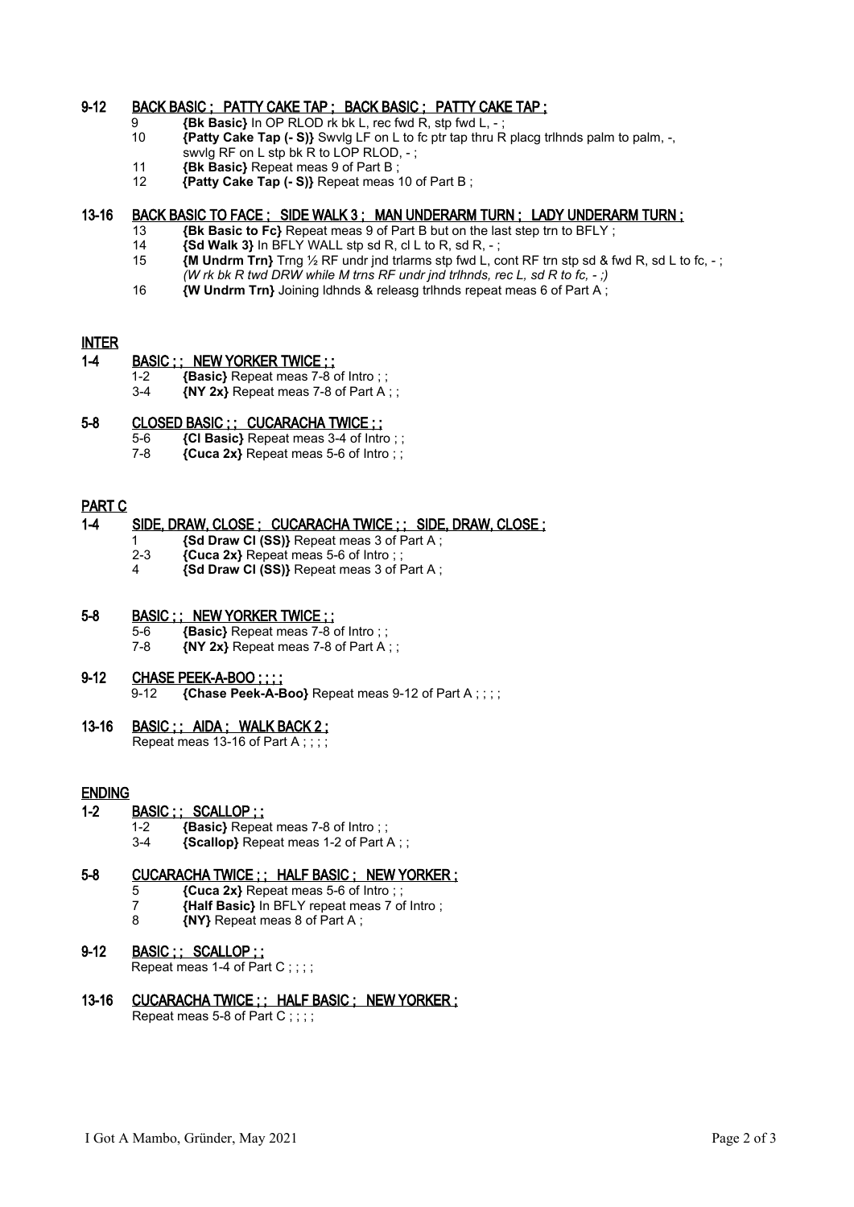**9-12 BACK BASIC ; PATTY CAKE TAP ; BACK BASIC ; PATTY CAKE TAP ;**

- 9 **{Bk Basic}** In OP RLOD rk bk L, rec fwd R, stp fwd L, - ;
- 10 **{Patty Cake Tap (- S)}** Swvlg LF on L to fc ptr tap thru R placg trlhnds palm to palm, -, swvlg RF on L stp bk R to LOP RLOD, - ;
- 11 **{Bk Basic}** Repeat meas 9 of Part B ;
- 12 **{Patty Cake Tap (- S)}** Repeat meas 10 of Part B ;

**13-16 BACK BASIC TO FACE ; SIDE WALK 3 ; MAN UNDERARM TURN ; LADY UNDERARM TURN ;**

- 13 **{Bk Basic to Fc}** Repeat meas 9 of Part B but on the last step trn to BFLY ;
- 14 **{Sd Walk 3}** In BFLY WALL stp sd R, cl L to R, sd R, - ;
- 15 **{M Undrm Trn}** Trng ½ RF undr jnd trlarms stp fwd L, cont RF trn stp sd & fwd R, sd L to fc, - ;
  *(W rk bk R twd DRW while M trns RF undr jnd trlhnds, rec L, sd R to fc, - ;)*
- 16 **{W Undrm Trn}** Joining ldhnds & releasg trlhnds repeat meas 6 of Part A ;

## INTER

**1-4 BASIC ; ; NEW YORKER TWICE ; ;**

- 1-2 **{Basic}** Repeat meas 7-8 of Intro ; ;
- 3-4 **{NY 2x}** Repeat meas 7-8 of Part A ; ;

**5-8 CLOSED BASIC ; ; CUCARACHA TWICE ; ;**

- 5-6 **{Cl Basic}** Repeat meas 3-4 of Intro ; ;
- 7-8 **{Cuca 2x}** Repeat meas 5-6 of Intro ; ;

## PART C

**1-4 SIDE, DRAW, CLOSE ; CUCARACHA TWICE ; ; SIDE, DRAW, CLOSE ;**

- 1 **{Sd Draw Cl (SS)}** Repeat meas 3 of Part A ;
- 2-3 **{Cuca 2x}** Repeat meas 5-6 of Intro ; ;
- 4 **{Sd Draw Cl (SS)}** Repeat meas 3 of Part A ;

**5-8 BASIC ; ; NEW YORKER TWICE ; ;**

- 5-6 **{Basic}** Repeat meas 7-8 of Intro ; ;
- 7-8 **{NY 2x}** Repeat meas 7-8 of Part A ; ;

**9-12 CHASE PEEK-A-BOO ; ; ; ;**

- 9-12 **{Chase Peek-A-Boo}** Repeat meas 9-12 of Part A ; ; ; ;

**13-16 BASIC ; ; AIDA ; WALK BACK 2 ;**

Repeat meas 13-16 of Part A ; ; ; ;

## ENDING

**1-2 BASIC ; ; SCALLOP ; ;**

- 1-2 **{Basic}** Repeat meas 7-8 of Intro ; ;
- 3-4 **{Scallop}** Repeat meas 1-2 of Part A ; ;

**5-8 CUCARACHA TWICE ; ; HALF BASIC ; NEW YORKER ;**

- 5 **{Cuca 2x}** Repeat meas 5-6 of Intro ; ;
- 7 **{Half Basic}** In BFLY repeat meas 7 of Intro ;
- 8 **{NY}** Repeat meas 8 of Part A ;

**9-12 BASIC ; ; SCALLOP ; ;**

Repeat meas 1-4 of Part C ; ; ; ;

**13-16 CUCARACHA TWICE ; ; HALF BASIC ; NEW YORKER ;**

Repeat meas 5-8 of Part C ; ; ; ;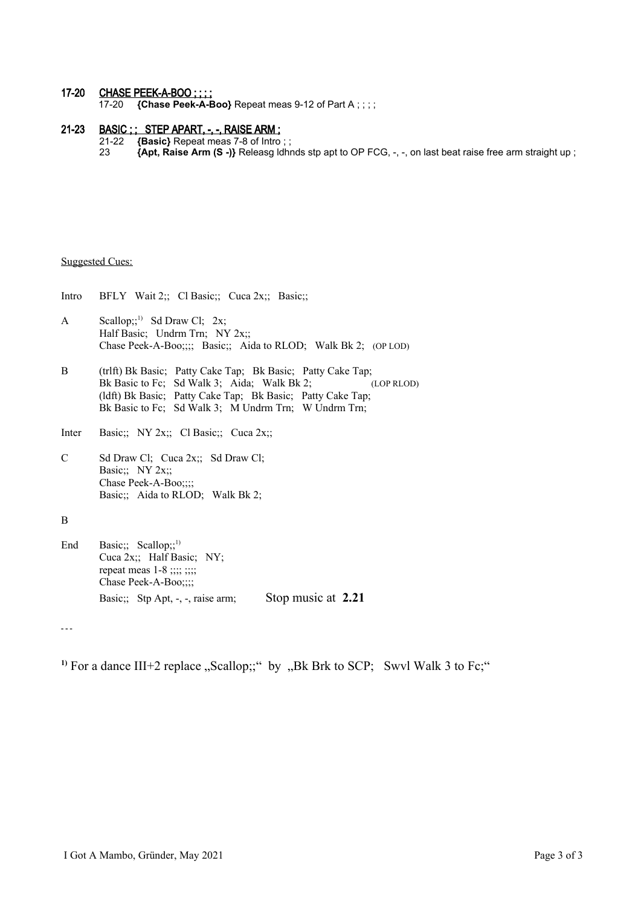### 17-20 CHASE PEEK-A-BOO ; ; ; ;

17-20 **{Chase Peek-A-Boo}** Repeat meas 9-12 of Part A ; ; ; ;

### 21-23 BASIC ; ; STEP APART, -, -, RAISE ARM ;

21-22 **{Basic}** Repeat meas 7-8 of Intro ; ;

23 **{Apt, Raise Arm (S -)}** Releasg ldhnds stp apt to OP FCG, -, -, on last beat raise free arm straight up ;

Suggested Cues:

Intro BFLY Wait 2;; Cl Basic;; Cuca 2x;; Basic;;

A Scallop;;[1] Sd Draw Cl; 2x;
Half Basic; Undrm Trn; NY 2x;;
Chase Peek-A-Boo;;;; Basic;; Aida to RLOD; Walk Bk 2; (OP LOD)

B (trlft) Bk Basic; Patty Cake Tap; Bk Basic; Patty Cake Tap;
Bk Basic to Fc; Sd Walk 3; Aida; Walk Bk 2; (LOP RLOD)
(ldft) Bk Basic; Patty Cake Tap; Bk Basic; Patty Cake Tap;
Bk Basic to Fc; Sd Walk 3; M Undrm Trn; W Undrm Trn;

Inter Basic;; NY 2x;; Cl Basic;; Cuca 2x;;

C Sd Draw Cl; Cuca 2x;; Sd Draw Cl;
Basic;; NY 2x;;
Chase Peek-A-Boo;;;;
Basic;; Aida to RLOD; Walk Bk 2;

B

End Basic;; Scallop;;[1]
Cuca 2x;; Half Basic; NY;
repeat meas 1-8 ;;;; ;;;;
Chase Peek-A-Boo;;;;
Basic;; Stp Apt, -, -, raise arm; Stop music at **2.21**

- - -

[1] For a dance III+2 replace „Scallop;;“ by „Bk Brk to SCP; Swvl Walk 3 to Fc;“